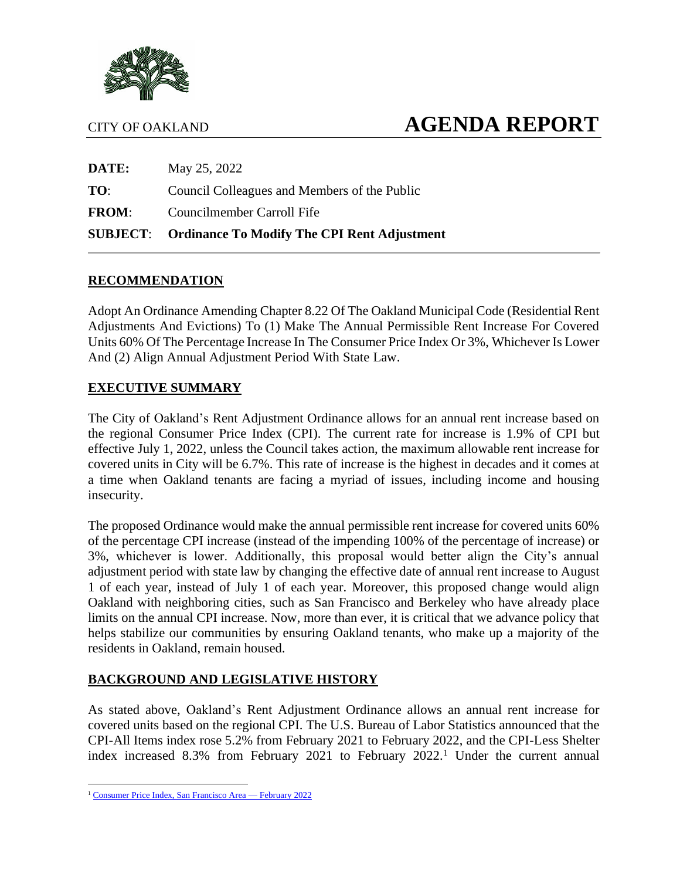CITY OF OAKLAND

# AGENDA REPORT

**DATE:** May 25, 2022

**TO:** Council Colleagues and Members of the Public

**FROM:** Councilmember Carroll Fife

**SUBJECT:** **Ordinance To Modify The CPI Rent Adjustment**

## RECOMMENDATION

Adopt An Ordinance Amending Chapter 8.22 Of The Oakland Municipal Code (Residential Rent Adjustments And Evictions) To (1) Make The Annual Permissible Rent Increase For Covered Units 60% Of The Percentage Increase In The Consumer Price Index Or 3%, Whichever Is Lower And (2) Align Annual Adjustment Period With State Law.

## EXECUTIVE SUMMARY

The City of Oakland's Rent Adjustment Ordinance allows for an annual rent increase based on the regional Consumer Price Index (CPI). The current rate for increase is 1.9% of CPI but effective July 1, 2022, unless the Council takes action, the maximum allowable rent increase for covered units in City will be 6.7%. This rate of increase is the highest in decades and it comes at a time when Oakland tenants are facing a myriad of issues, including income and housing insecurity.

The proposed Ordinance would make the annual permissible rent increase for covered units 60% of the percentage CPI increase (instead of the impending 100% of the percentage of increase) or 3%, whichever is lower. Additionally, this proposal would better align the City's annual adjustment period with state law by changing the effective date of annual rent increase to August 1 of each year, instead of July 1 of each year. Moreover, this proposed change would align Oakland with neighboring cities, such as San Francisco and Berkeley who have already place limits on the annual CPI increase. Now, more than ever, it is critical that we advance policy that helps stabilize our communities by ensuring Oakland tenants, who make up a majority of the residents in Oakland, remain housed.

## BACKGROUND AND LEGISLATIVE HISTORY

As stated above, Oakland's Rent Adjustment Ordinance allows an annual rent increase for covered units based on the regional CPI. The U.S. Bureau of Labor Statistics announced that the CPI-All Items index rose 5.2% from February 2021 to February 2022, and the CPI-Less Shelter index increased 8.3% from February 2021 to February 2022.[1] Under the current annual

[1] Consumer Price Index, San Francisco Area — February 2022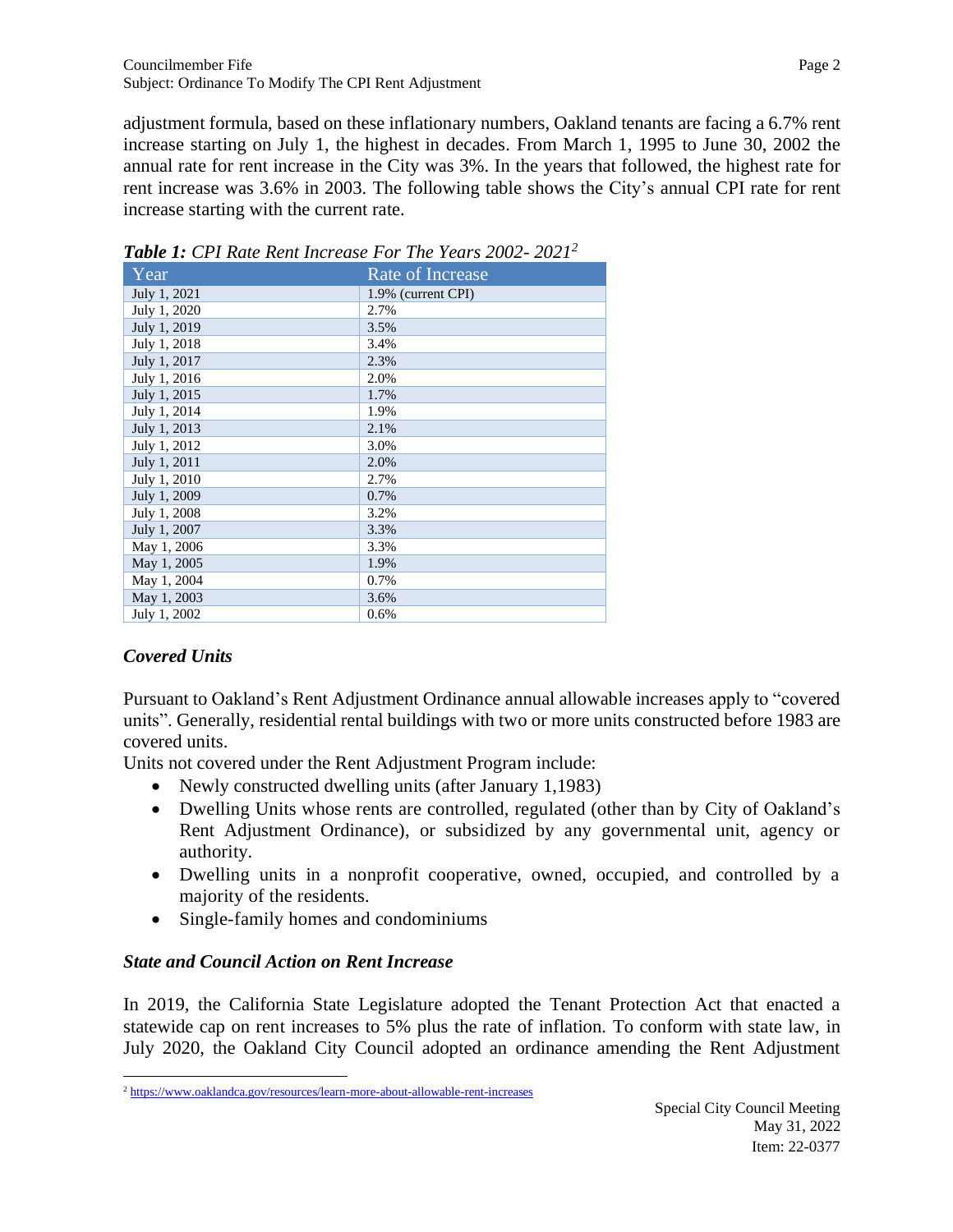adjustment formula, based on these inflationary numbers, Oakland tenants are facing a 6.7% rent increase starting on July 1, the highest in decades. From March 1, 1995 to June 30, 2002 the annual rate for rent increase in the City was 3%. In the years that followed, the highest rate for rent increase was 3.6% in 2003. The following table shows the City's annual CPI rate for rent increase starting with the current rate.

***Table 1:*** *CPI Rate Rent Increase For The Years 2002- 2021*[2]

| Year | Rate of Increase |
|---|---|
| July 1, 2021 | 1.9% (current CPI) |
| July 1, 2020 | 2.7% |
| July 1, 2019 | 3.5% |
| July 1, 2018 | 3.4% |
| July 1, 2017 | 2.3% |
| July 1, 2016 | 2.0% |
| July 1, 2015 | 1.7% |
| July 1, 2014 | 1.9% |
| July 1, 2013 | 2.1% |
| July 1, 2012 | 3.0% |
| July 1, 2011 | 2.0% |
| July 1, 2010 | 2.7% |
| July 1, 2009 | 0.7% |
| July 1, 2008 | 3.2% |
| July 1, 2007 | 3.3% |
| May 1, 2006 | 3.3% |
| May 1, 2005 | 1.9% |
| May 1, 2004 | 0.7% |
| May 1, 2003 | 3.6% |
| July 1, 2002 | 0.6% |

### *Covered Units*

Pursuant to Oakland's Rent Adjustment Ordinance annual allowable increases apply to "covered units". Generally, residential rental buildings with two or more units constructed before 1983 are covered units.

Units not covered under the Rent Adjustment Program include:

- Newly constructed dwelling units (after January 1,1983)
- Dwelling Units whose rents are controlled, regulated (other than by City of Oakland's Rent Adjustment Ordinance), or subsidized by any governmental unit, agency or authority.
- Dwelling units in a nonprofit cooperative, owned, occupied, and controlled by a majority of the residents.
- Single-family homes and condominiums

### *State and Council Action on Rent Increase*

In 2019, the California State Legislature adopted the Tenant Protection Act that enacted a statewide cap on rent increases to 5% plus the rate of inflation. To conform with state law, in July 2020, the Oakland City Council adopted an ordinance amending the Rent Adjustment

[2] https://www.oaklandca.gov/resources/learn-more-about-allowable-rent-increases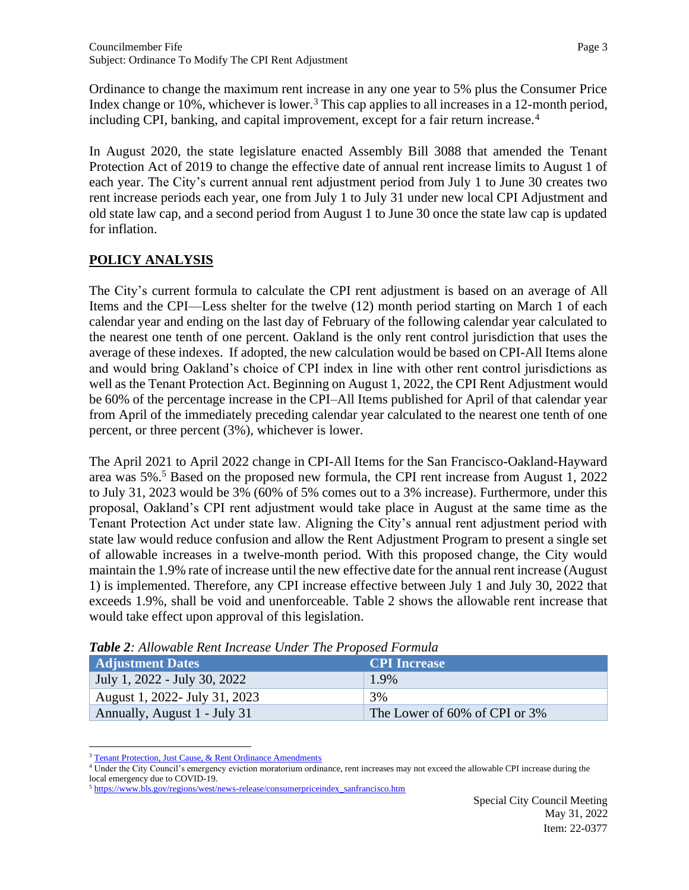Ordinance to change the maximum rent increase in any one year to 5% plus the Consumer Price Index change or 10%, whichever is lower.[3] This cap applies to all increases in a 12-month period, including CPI, banking, and capital improvement, except for a fair return increase.[4]

In August 2020, the state legislature enacted Assembly Bill 3088 that amended the Tenant Protection Act of 2019 to change the effective date of annual rent increase limits to August 1 of each year. The City's current annual rent adjustment period from July 1 to June 30 creates two rent increase periods each year, one from July 1 to July 31 under new local CPI Adjustment and old state law cap, and a second period from August 1 to June 30 once the state law cap is updated for inflation.

## POLICY ANALYSIS

The City's current formula to calculate the CPI rent adjustment is based on an average of All Items and the CPI—Less shelter for the twelve (12) month period starting on March 1 of each calendar year and ending on the last day of February of the following calendar year calculated to the nearest one tenth of one percent. Oakland is the only rent control jurisdiction that uses the average of these indexes. If adopted, the new calculation would be based on CPI-All Items alone and would bring Oakland's choice of CPI index in line with other rent control jurisdictions as well as the Tenant Protection Act. Beginning on August 1, 2022, the CPI Rent Adjustment would be 60% of the percentage increase in the CPI–All Items published for April of that calendar year from April of the immediately preceding calendar year calculated to the nearest one tenth of one percent, or three percent (3%), whichever is lower.

The April 2021 to April 2022 change in CPI-All Items for the San Francisco-Oakland-Hayward area was 5%.[5] Based on the proposed new formula, the CPI rent increase from August 1, 2022 to July 31, 2023 would be 3% (60% of 5% comes out to a 3% increase). Furthermore, under this proposal, Oakland's CPI rent adjustment would take place in August at the same time as the Tenant Protection Act under state law. Aligning the City's annual rent adjustment period with state law would reduce confusion and allow the Rent Adjustment Program to present a single set of allowable increases in a twelve-month period. With this proposed change, the City would maintain the 1.9% rate of increase until the new effective date for the annual rent increase (August 1) is implemented. Therefore, any CPI increase effective between July 1 and July 30, 2022 that exceeds 1.9%, shall be void and unenforceable. Table 2 shows the allowable rent increase that would take effect upon approval of this legislation.

***Table 2**: Allowable Rent Increase Under The Proposed Formula*

| Adjustment Dates | CPI Increase |
|---|---|
| July 1, 2022 - July 30, 2022 | 1.9% |
| August 1, 2022- July 31, 2023 | 3% |
| Annually, August 1 - July 31 | The Lower of 60% of CPI or 3% |

[3] Tenant Protection, Just Cause, & Rent Ordinance Amendments

[4] Under the City Council's emergency eviction moratorium ordinance, rent increases may not exceed the allowable CPI increase during the local emergency due to COVID-19.

[5] https://www.bls.gov/regions/west/news-release/consumerpriceindex_sanfrancisco.htm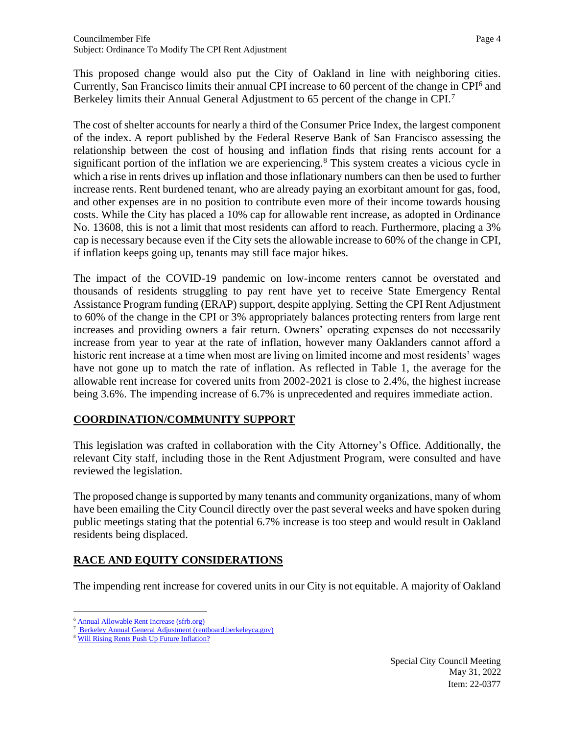This proposed change would also put the City of Oakland in line with neighboring cities. Currently, San Francisco limits their annual CPI increase to 60 percent of the change in CPI[6] and Berkeley limits their Annual General Adjustment to 65 percent of the change in CPI.[7]

The cost of shelter accounts for nearly a third of the Consumer Price Index, the largest component of the index. A report published by the Federal Reserve Bank of San Francisco assessing the relationship between the cost of housing and inflation finds that rising rents account for a significant portion of the inflation we are experiencing.[8] This system creates a vicious cycle in which a rise in rents drives up inflation and those inflationary numbers can then be used to further increase rents. Rent burdened tenant, who are already paying an exorbitant amount for gas, food, and other expenses are in no position to contribute even more of their income towards housing costs. While the City has placed a 10% cap for allowable rent increase, as adopted in Ordinance No. 13608, this is not a limit that most residents can afford to reach. Furthermore, placing a 3% cap is necessary because even if the City sets the allowable increase to 60% of the change in CPI, if inflation keeps going up, tenants may still face major hikes.

The impact of the COVID-19 pandemic on low-income renters cannot be overstated and thousands of residents struggling to pay rent have yet to receive State Emergency Rental Assistance Program funding (ERAP) support, despite applying. Setting the CPI Rent Adjustment to 60% of the change in the CPI or 3% appropriately balances protecting renters from large rent increases and providing owners a fair return. Owners' operating expenses do not necessarily increase from year to year at the rate of inflation, however many Oaklanders cannot afford a historic rent increase at a time when most are living on limited income and most residents' wages have not gone up to match the rate of inflation. As reflected in Table 1, the average for the allowable rent increase for covered units from 2002-2021 is close to 2.4%, the highest increase being 3.6%. The impending increase of 6.7% is unprecedented and requires immediate action.

## COORDINATION/COMMUNITY SUPPORT

This legislation was crafted in collaboration with the City Attorney's Office. Additionally, the relevant City staff, including those in the Rent Adjustment Program, were consulted and have reviewed the legislation.

The proposed change is supported by many tenants and community organizations, many of whom have been emailing the City Council directly over the past several weeks and have spoken during public meetings stating that the potential 6.7% increase is too steep and would result in Oakland residents being displaced.

## RACE AND EQUITY CONSIDERATIONS

The impending rent increase for covered units in our City is not equitable. A majority of Oakland

---

[6] Annual Allowable Rent Increase (sfrb.org)

[7] Berkeley Annual General Adjustment (rentboard.berkeleyca.gov)

[8] Will Rising Rents Push Up Future Inflation?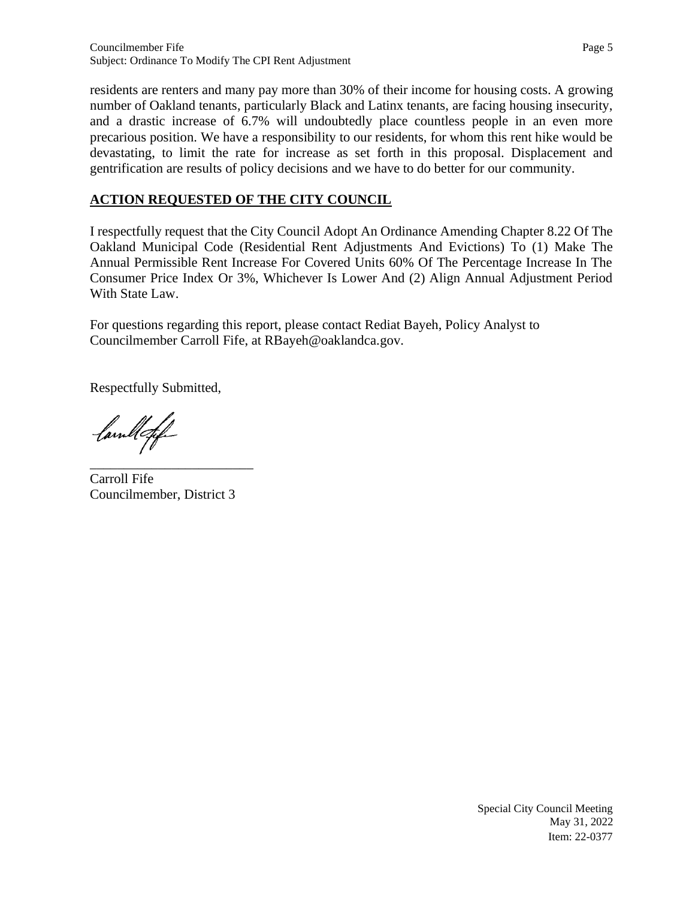residents are renters and many pay more than 30% of their income for housing costs. A growing number of Oakland tenants, particularly Black and Latinx tenants, are facing housing insecurity, and a drastic increase of 6.7% will undoubtedly place countless people in an even more precarious position. We have a responsibility to our residents, for whom this rent hike would be devastating, to limit the rate for increase as set forth in this proposal. Displacement and gentrification are results of policy decisions and we have to do better for our community.

## ACTION REQUESTED OF THE CITY COUNCIL

I respectfully request that the City Council Adopt An Ordinance Amending Chapter 8.22 Of The Oakland Municipal Code (Residential Rent Adjustments And Evictions) To (1) Make The Annual Permissible Rent Increase For Covered Units 60% Of The Percentage Increase In The Consumer Price Index Or 3%, Whichever Is Lower And (2) Align Annual Adjustment Period With State Law.

For questions regarding this report, please contact Rediat Bayeh, Policy Analyst to Councilmember Carroll Fife, at RBayeh@oaklandca.gov.

Respectfully Submitted,

\_\_\_\_\_\_\_\_\_\_\_\_\_\_\_\_\_\_\_\_\_\_\_\_

Carroll Fife
Councilmember, District 3

Special City Council Meeting
May 31, 2022
Item: 22-0377